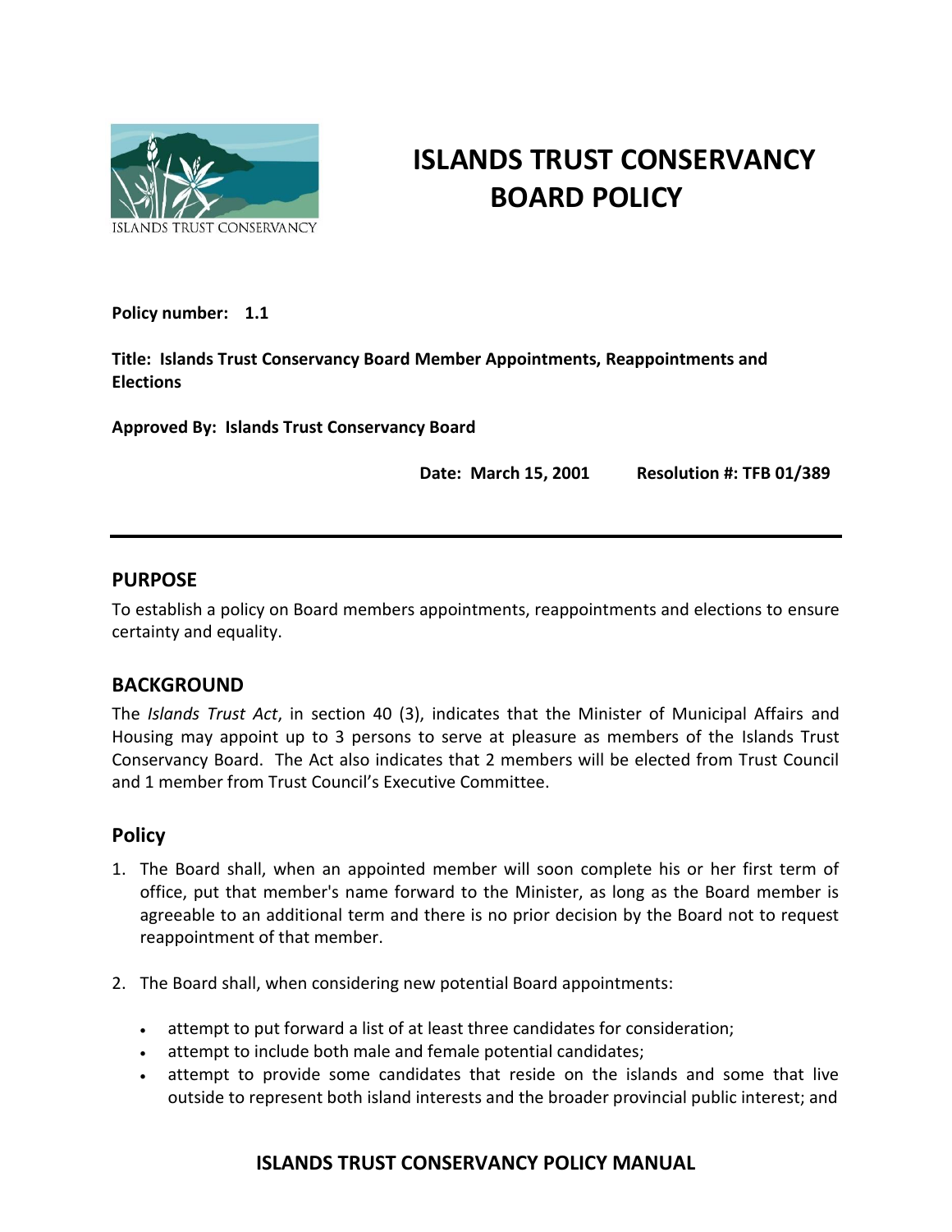# ISLANDS TRUST CONSERVANCY BOARD POLICY

**Policy number:** **1.1**

**Title: Islands Trust Conservancy Board Member Appointments, Reappointments and Elections**

**Approved By: Islands Trust Conservancy Board**

**Date: March 15, 2001** **Resolution #: TFB 01/389**

---

## PURPOSE

To establish a policy on Board members appointments, reappointments and elections to ensure certainty and equality.

## BACKGROUND

The *Islands Trust Act*, in section 40 (3), indicates that the Minister of Municipal Affairs and Housing may appoint up to 3 persons to serve at pleasure as members of the Islands Trust Conservancy Board. The Act also indicates that 2 members will be elected from Trust Council and 1 member from Trust Council's Executive Committee.

## Policy

1. The Board shall, when an appointed member will soon complete his or her first term of office, put that member's name forward to the Minister, as long as the Board member is agreeable to an additional term and there is no prior decision by the Board not to request reappointment of that member.

2. The Board shall, when considering new potential Board appointments:

    - attempt to put forward a list of at least three candidates for consideration;
    - attempt to include both male and female potential candidates;
    - attempt to provide some candidates that reside on the islands and some that live outside to represent both island interests and the broader provincial public interest; and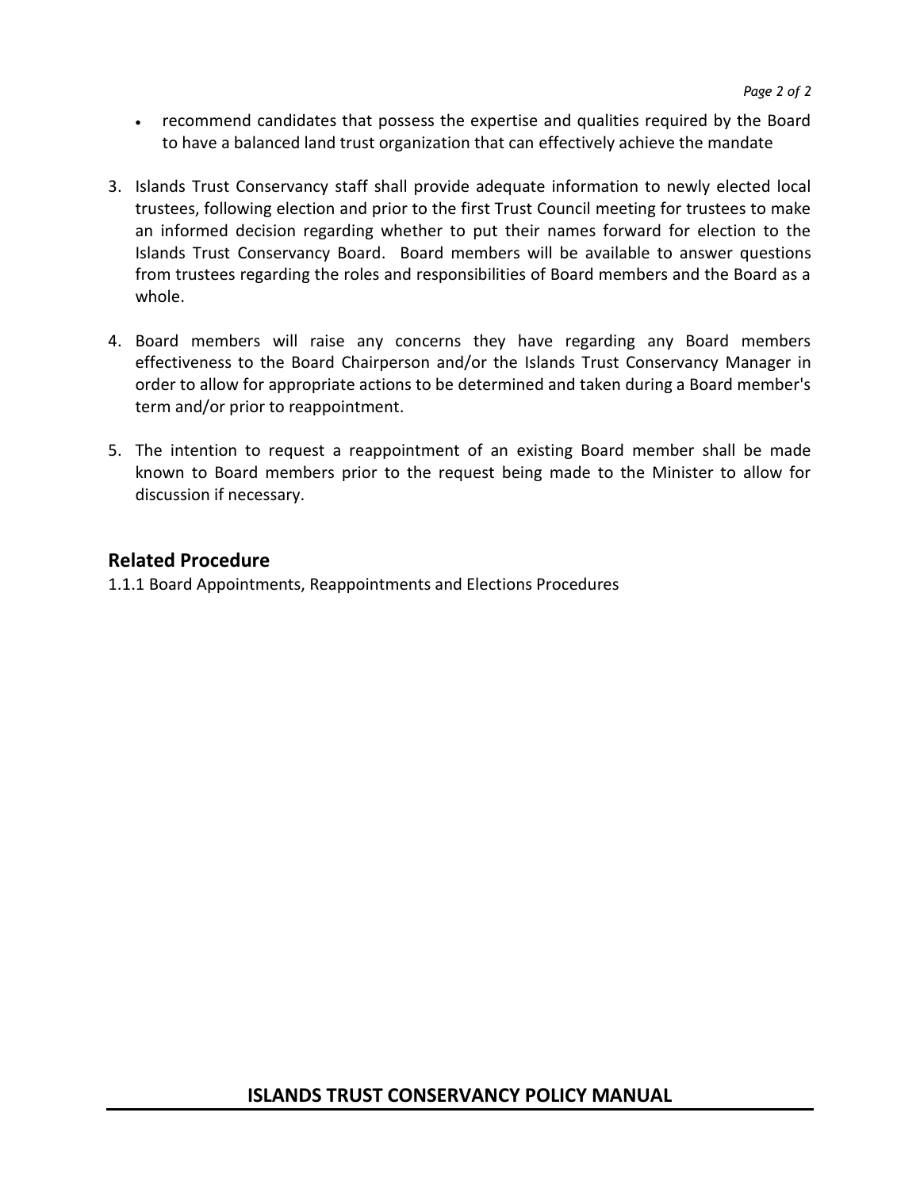- recommend candidates that possess the expertise and qualities required by the Board to have a balanced land trust organization that can effectively achieve the mandate

3. Islands Trust Conservancy staff shall provide adequate information to newly elected local trustees, following election and prior to the first Trust Council meeting for trustees to make an informed decision regarding whether to put their names forward for election to the Islands Trust Conservancy Board. Board members will be available to answer questions from trustees regarding the roles and responsibilities of Board members and the Board as a whole.

4. Board members will raise any concerns they have regarding any Board members effectiveness to the Board Chairperson and/or the Islands Trust Conservancy Manager in order to allow for appropriate actions to be determined and taken during a Board member's term and/or prior to reappointment.

5. The intention to request a reappointment of an existing Board member shall be made known to Board members prior to the request being made to the Minister to allow for discussion if necessary.

## Related Procedure

1.1.1 Board Appointments, Reappointments and Elections Procedures